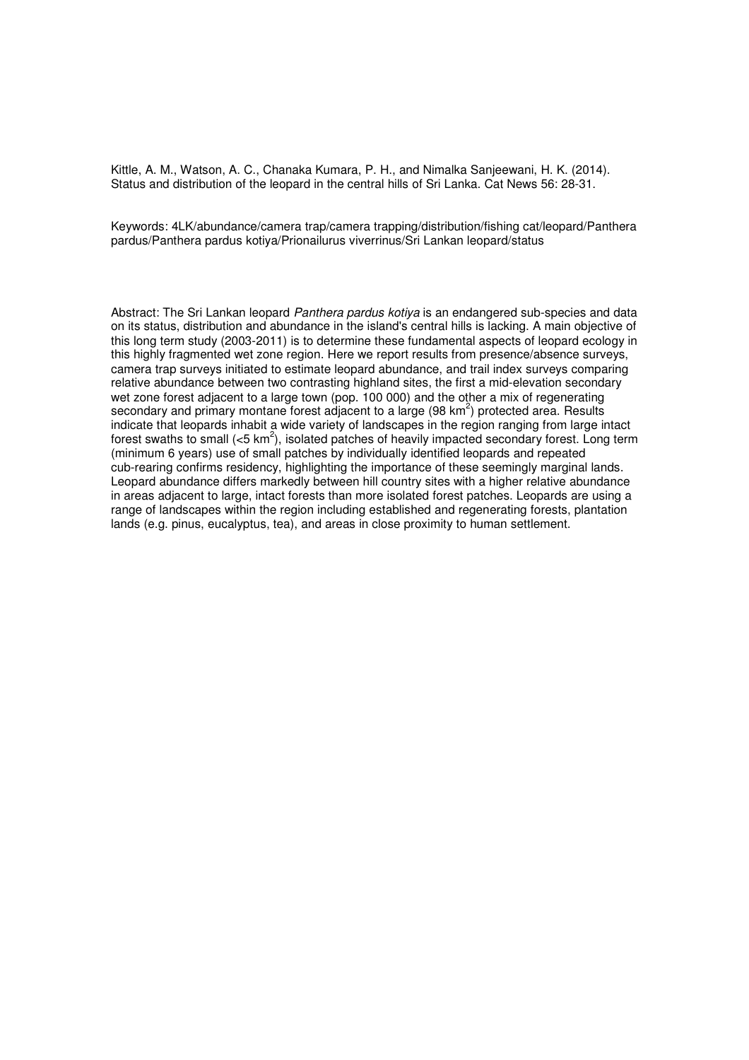Kittle, A. M., Watson, A. C., Chanaka Kumara, P. H., and Nimalka Sanjeewani, H. K. (2014). Status and distribution of the leopard in the central hills of Sri Lanka. Cat News 56: 28-31.

Keywords: 4LK/abundance/camera trap/camera trapping/distribution/fishing cat/leopard/Panthera pardus/Panthera pardus kotiya/Prionailurus viverrinus/Sri Lankan leopard/status

Abstract: The Sri Lankan leopard *Panthera pardus kotiya* is an endangered sub-species and data on its status, distribution and abundance in the island's central hills is lacking. A main objective of this long term study (2003-2011) is to determine these fundamental aspects of leopard ecology in this highly fragmented wet zone region. Here we report results from presence/absence surveys, camera trap surveys initiated to estimate leopard abundance, and trail index surveys comparing relative abundance between two contrasting highland sites, the first a mid-elevation secondary wet zone forest adjacent to a large town (pop. 100 000) and the other a mix of regenerating secondary and primary montane forest adjacent to a large (98 km$^2$) protected area. Results indicate that leopards inhabit a wide variety of landscapes in the region ranging from large intact forest swaths to small (<5 km$^2$), isolated patches of heavily impacted secondary forest. Long term (minimum 6 years) use of small patches by individually identified leopards and repeated cub-rearing confirms residency, highlighting the importance of these seemingly marginal lands. Leopard abundance differs markedly between hill country sites with a higher relative abundance in areas adjacent to large, intact forests than more isolated forest patches. Leopards are using a range of landscapes within the region including established and regenerating forests, plantation lands (e.g. pinus, eucalyptus, tea), and areas in close proximity to human settlement.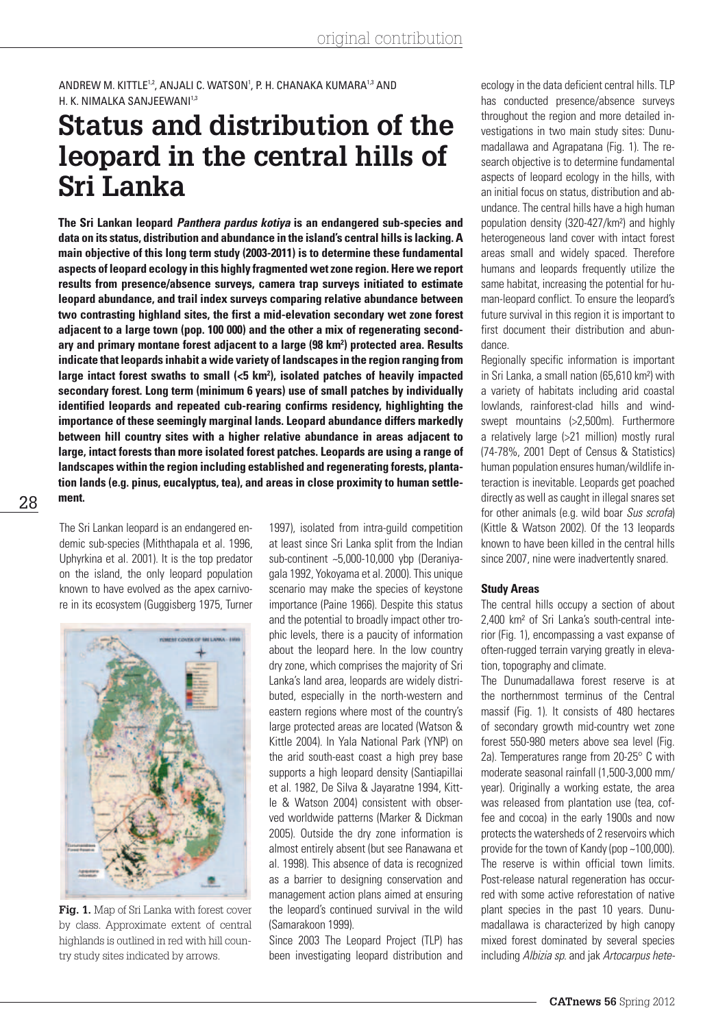ANDREW M. KITTLE[1,2], ANJALI C. WATSON[1], P. H. CHANAKA KUMARA[1,3] AND H. K. NIMALKA SANJEEWANI[1,3]

# Status and distribution of the leopard in the central hills of Sri Lanka

**The Sri Lankan leopard *Panthera pardus kotiya* is an endangered sub-species and data on its status, distribution and abundance in the island's central hills is lacking. A main objective of this long term study (2003-2011) is to determine these fundamental aspects of leopard ecology in this highly fragmented wet zone region. Here we report results from presence/absence surveys, camera trap surveys initiated to estimate leopard abundance, and trail index surveys comparing relative abundance between two contrasting highland sites, the first a mid-elevation secondary wet zone forest adjacent to a large town (pop. 100 000) and the other a mix of regenerating secondary and primary montane forest adjacent to a large (98 km²) protected area. Results indicate that leopards inhabit a wide variety of landscapes in the region ranging from large intact forest swaths to small (<5 km²), isolated patches of heavily impacted secondary forest. Long term (minimum 6 years) use of small patches by individually identified leopards and repeated cub-rearing confirms residency, highlighting the importance of these seemingly marginal lands. Leopard abundance differs markedly between hill country sites with a higher relative abundance in areas adjacent to large, intact forests than more isolated forest patches. Leopards are using a range of landscapes within the region including established and regenerating forests, plantation lands (e.g. pinus, eucalyptus, tea), and areas in close proximity to human settlement.**

The Sri Lankan leopard is an endangered endemic sub-species (Miththapala et al. 1996, Uphyrkina et al. 2001). It is the top predator on the island, the only leopard population known to have evolved as the apex carnivore in its ecosystem (Guggisberg 1975, Turner 1997), isolated from intra-guild competition at least since Sri Lanka split from the Indian sub-continent ~5,000-10,000 ybp (Deraniyagala 1992, Yokoyama et al. 2000). This unique scenario may make the species of keystone importance (Paine 1966). Despite this status and the potential to broadly impact other trophic levels, there is a paucity of information about the leopard here. In the low country dry zone, which comprises the majority of Sri Lanka's land area, leopards are widely distributed, especially in the north-western and eastern regions where most of the country's large protected areas are located (Watson & Kittle 2004). In Yala National Park (YNP) on the arid south-east coast a high prey base supports a high leopard density (Santiapillai et al. 1982, De Silva & Jayaratne 1994, Kittle & Watson 2004) consistent with observed worldwide patterns (Marker & Dickman 2005). Outside the dry zone information is almost entirely absent (but see Ranawana et al. 1998). This absence of data is recognized as a barrier to designing conservation and management action plans aimed at ensuring the leopard's continued survival in the wild (Samarakoon 1999).

**Fig. 1.** Map of Sri Lanka with forest cover by class. Approximate extent of central highlands is outlined in red with hill country study sites indicated by arrows.

Since 2003 The Leopard Project (TLP) has been investigating leopard distribution and ecology in the data deficient central hills. TLP has conducted presence/absence surveys throughout the region and more detailed investigations in two main study sites: Dunumadallawa and Agrapatana (Fig. 1). The research objective is to determine fundamental aspects of leopard ecology in the hills, with an initial focus on status, distribution and abundance. The central hills have a high human population density (320-427/km²) and highly heterogeneous land cover with intact forest areas small and widely spaced. Therefore humans and leopards frequently utilize the same habitat, increasing the potential for human-leopard conflict. To ensure the leopard's future survival in this region it is important to first document their distribution and abundance.

Regionally specific information is important in Sri Lanka, a small nation (65,610 km²) with a variety of habitats including arid coastal lowlands, rainforest-clad hills and windswept mountains (>2,500m). Furthermore a relatively large (>21 million) mostly rural (74-78%, 2001 Dept of Census & Statistics) human population ensures human/wildlife interaction is inevitable. Leopards get poached directly as well as caught in illegal snares set for other animals (e.g. wild boar *Sus scrofa*) (Kittle & Watson 2002). Of the 13 leopards known to have been killed in the central hills since 2007, nine were inadvertently snared.

### Study Areas

The central hills occupy a section of about 2,400 km² of Sri Lanka's south-central interior (Fig. 1), encompassing a vast expanse of often-rugged terrain varying greatly in elevation, topography and climate.

The Dunumadallawa forest reserve is at the northernmost terminus of the Central massif (Fig. 1). It consists of 480 hectares of secondary growth mid-country wet zone forest 550-980 meters above sea level (Fig. 2a). Temperatures range from 20-25° C with moderate seasonal rainfall (1,500-3,000 mm/year). Originally a working estate, the area was released from plantation use (tea, coffee and cocoa) in the early 1900s and now protects the watersheds of 2 reservoirs which provide for the town of Kandy (pop ~100,000). The reserve is within official town limits. Post-release natural regeneration has occurred with some active reforestation of native plant species in the past 10 years. Dunumadallawa is characterized by high canopy mixed forest dominated by several species including *Albizia sp.* and jak *Artocarpus hete-*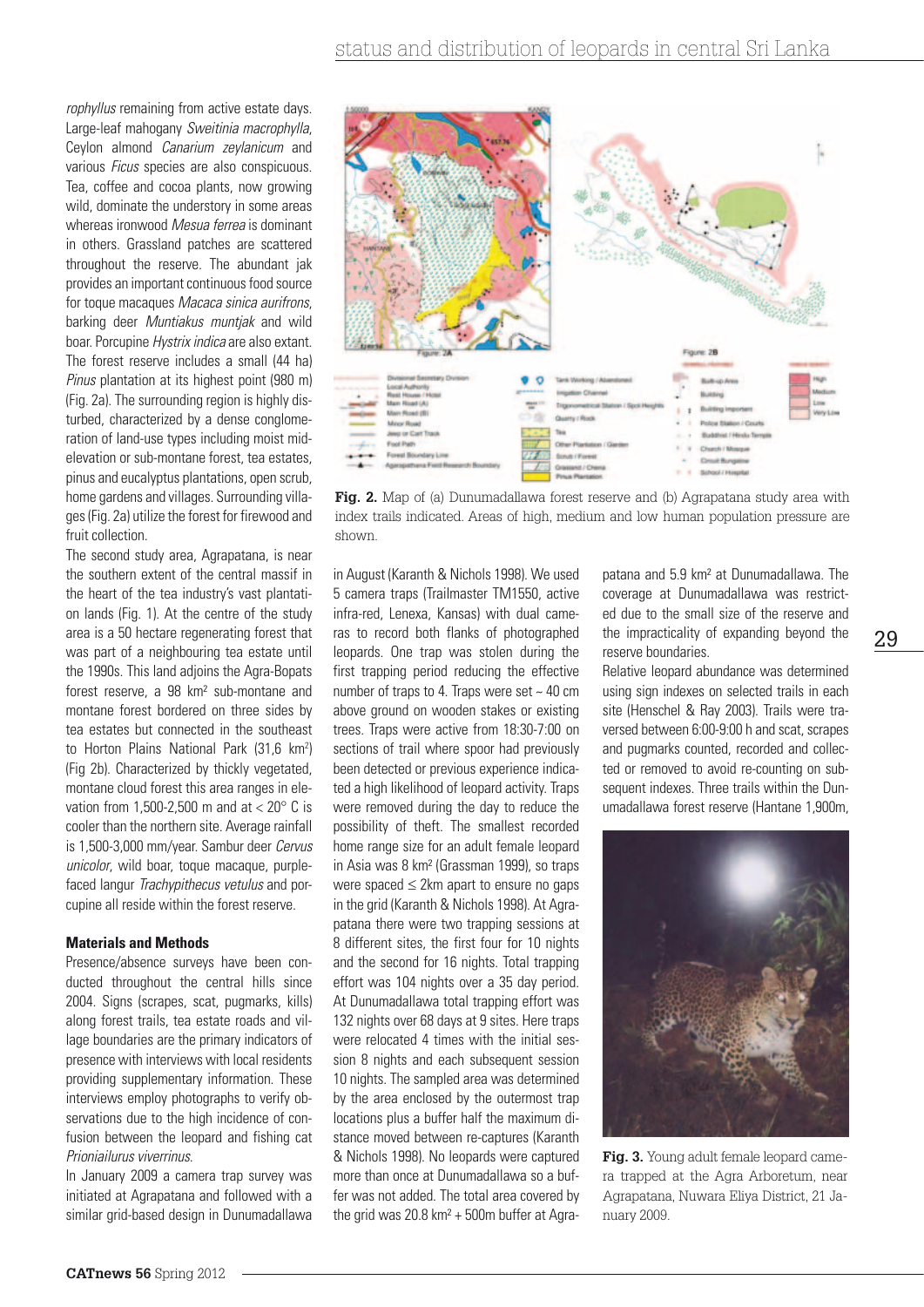*rophyllus* remaining from active estate days. Large-leaf mahogany *Sweitinia macrophylla*, Ceylon almond *Canarium zeylanicum* and various *Ficus* species are also conspicuous. Tea, coffee and cocoa plants, now growing wild, dominate the understory in some areas whereas ironwood *Mesua ferrea* is dominant in others. Grassland patches are scattered throughout the reserve. The abundant jak provides an important continuous food source for toque macaques *Macaca sinica aurifrons*, barking deer *Muntiakus muntjak* and wild boar. Porcupine *Hystrix indica* are also extant. The forest reserve includes a small (44 ha) *Pinus* plantation at its highest point (980 m) (Fig. 2a). The surrounding region is highly disturbed, characterized by a dense conglomeration of land-use types including moist mid-elevation or sub-montane forest, tea estates, pinus and eucalyptus plantations, open scrub, home gardens and villages. Surrounding villages (Fig. 2a) utilize the forest for firewood and fruit collection.

The second study area, Agrapatana, is near the southern extent of the central massif in the heart of the tea industry's vast plantation lands (Fig. 1). At the centre of the study area is a 50 hectare regenerating forest that was part of a neighbouring tea estate until the 1990s. This land adjoins the Agra-Bopats forest reserve, a 98 km² sub-montane and montane forest bordered on three sides by tea estates but connected in the southeast to Horton Plains National Park (31,6 km²) (Fig 2b). Characterized by thickly vegetated, montane cloud forest this area ranges in elevation from 1,500-2,500 m and at < 20° C is cooler than the northern site. Average rainfall is 1,500-3,000 mm/year. Sambur deer *Cervus unicolor*, wild boar, toque macaque, purple-faced langur *Trachypithecus vetulus* and porcupine all reside within the forest reserve.

#### Materials and Methods

Presence/absence surveys have been conducted throughout the central hills since 2004. Signs (scrapes, scat, pugmarks, kills) along forest trails, tea estate roads and village boundaries are the primary indicators of presence with interviews with local residents providing supplementary information. These interviews employ photographs to verify observations due to the high incidence of confusion between the leopard and fishing cat *Prioniailurus viverrinus*.

In January 2009 a camera trap survey was initiated at Agrapatana and followed with a similar grid-based design in Dunumadallawa in August (Karanth & Nichols 1998). We used 5 camera traps (Trailmaster TM1550, active infra-red, Lenexa, Kansas) with dual cameras to record both flanks of photographed leopards. One trap was stolen during the first trapping period reducing the effective number of traps to 4. Traps were set ~ 40 cm above ground on wooden stakes or existing trees. Traps were active from 18:30-7:00 on sections of trail where spoor had previously been detected or previous experience indicated a high likelihood of leopard activity. Traps were removed during the day to reduce the possibility of theft. The smallest recorded home range size for an adult female leopard in Asia was 8 km² (Grassman 1999), so traps were spaced ≤ 2km apart to ensure no gaps in the grid (Karanth & Nichols 1998). At Agrapatana there were two trapping sessions at 8 different sites, the first four for 10 nights and the second for 16 nights. Total trapping effort was 104 nights over a 35 day period. At Dunumadallawa total trapping effort was 132 nights over 68 days at 9 sites. Here traps were relocated 4 times with the initial session 8 nights and each subsequent session 10 nights. The sampled area was determined by the area enclosed by the outermost trap locations plus a buffer half the maximum distance moved between re-captures (Karanth & Nichols 1998). No leopards were captured more than once at Dunumadallawa so a buffer was not added. The total area covered by the grid was 20.8 km² + 500m buffer at Agrapatana and 5.9 km² at Dunumadallawa. The coverage at Dunumadallawa was restricted due to the small size of the reserve and the impracticality of expanding beyond the reserve boundaries.

Relative leopard abundance was determined using sign indexes on selected trails in each site (Henschel & Ray 2003). Trails were traversed between 6:00-9:00 h and scat, scrapes and pugmarks counted, recorded and collected or removed to avoid re-counting on subsequent indexes. Three trails within the Dunumadallawa forest reserve (Hantane 1,900m,

**Fig. 2.** Map of (a) Dunumadallawa forest reserve and (b) Agrapatana study area with index trails indicated. Areas of high, medium and low human population pressure are shown.

**Fig. 3.** Young adult female leopard camera trapped at the Agra Arboretum, near Agrapatana, Nuwara Eliya District, 21 January 2009.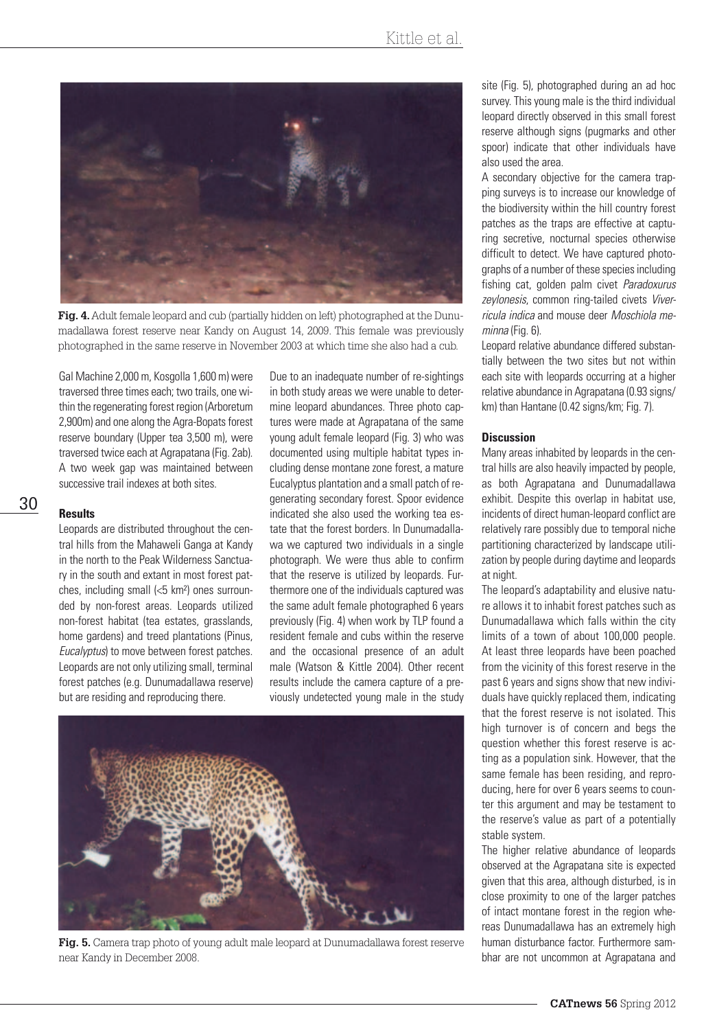**Fig. 4.** Adult female leopard and cub (partially hidden on left) photographed at the Dunumadallawa forest reserve near Kandy on August 14, 2009. This female was previously photographed in the same reserve in November 2003 at which time she also had a cub.

Gal Machine 2,000 m, Kosgolla 1,600 m) were traversed three times each; two trails, one within the regenerating forest region (Arboretum 2,900m) and one along the Agra-Bopats forest reserve boundary (Upper tea 3,500 m), were traversed twice each at Agrapatana (Fig. 2ab). A two week gap was maintained between successive trail indexes at both sites.

## Results

Leopards are distributed throughout the central hills from the Mahaweli Ganga at Kandy in the north to the Peak Wilderness Sanctuary in the south and extant in most forest patches, including small (<5 km²) ones surrounded by non-forest areas. Leopards utilized non-forest habitat (tea estates, grasslands, home gardens) and treed plantations (Pinus, *Eucalyptus*) to move between forest patches. Leopards are not only utilizing small, terminal forest patches (e.g. Dunumadallawa reserve) but are residing and reproducing there.

Due to an inadequate number of re-sightings in both study areas we were unable to determine leopard abundances. Three photo captures were made at Agrapatana of the same young adult female leopard (Fig. 3) who was documented using multiple habitat types including dense montane zone forest, a mature Eucalyptus plantation and a small patch of regenerating secondary forest. Spoor evidence indicated she also used the working tea estate that the forest borders. In Dunumadallawa we captured two individuals in a single photograph. We were thus able to confirm that the reserve is utilized by leopards. Furthermore one of the individuals captured was the same adult female photographed 6 years previously (Fig. 4) when work by TLP found a resident female and cubs within the reserve and the occasional presence of an adult male (Watson & Kittle 2004). Other recent results include the camera capture of a previously undetected young male in the study site (Fig. 5), photographed during an ad hoc survey. This young male is the third individual leopard directly observed in this small forest reserve although signs (pugmarks and other spoor) indicate that other individuals have also used the area.

A secondary objective for the camera trapping surveys is to increase our knowledge of the biodiversity within the hill country forest patches as the traps are effective at capturing secretive, nocturnal species otherwise difficult to detect. We have captured photographs of a number of these species including fishing cat, golden palm civet *Paradoxurus zeylonesis*, common ring-tailed civets *Viverricula indica* and mouse deer *Moschiola meminna* (Fig. 6).

Leopard relative abundance differed substantially between the two sites but not within each site with leopards occurring at a higher relative abundance in Agrapatana (0.93 signs/km) than Hantane (0.42 signs/km; Fig. 7).

**Fig. 5.** Camera trap photo of young adult male leopard at Dunumadallawa forest reserve near Kandy in December 2008.

## Discussion

Many areas inhabited by leopards in the central hills are also heavily impacted by people, as both Agrapatana and Dunumadallawa exhibit. Despite this overlap in habitat use, incidents of direct human-leopard conflict are relatively rare possibly due to temporal niche partitioning characterized by landscape utilization by people during daytime and leopards at night.

The leopard's adaptability and elusive nature allows it to inhabit forest patches such as Dunumadallawa which falls within the city limits of a town of about 100,000 people. At least three leopards have been poached from the vicinity of this forest reserve in the past 6 years and signs show that new individuals have quickly replaced them, indicating that the forest reserve is not isolated. This high turnover is of concern and begs the question whether this forest reserve is acting as a population sink. However, that the same female has been residing, and reproducing, here for over 6 years seems to counter this argument and may be testament to the reserve's value as part of a potentially stable system.

The higher relative abundance of leopards observed at the Agrapatana site is expected given that this area, although disturbed, is in close proximity to one of the larger patches of intact montane forest in the region whereas Dunumadallawa has an extremely high human disturbance factor. Furthermore sambhar are not uncommon at Agrapatana and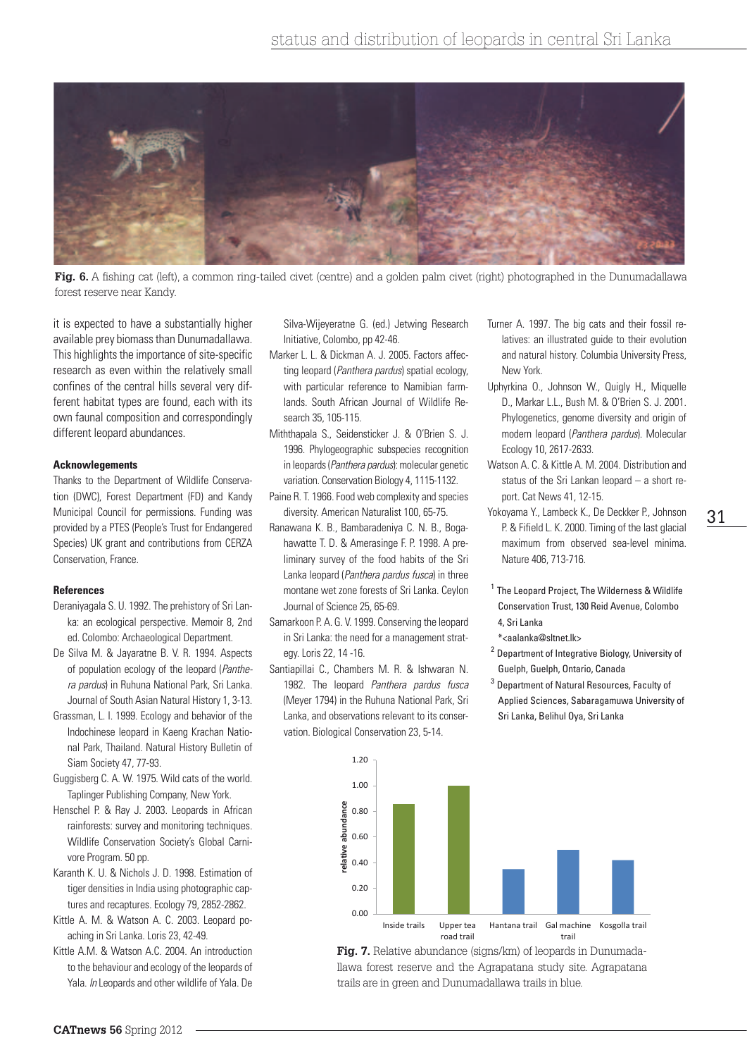Fig. 6. A fishing cat (left), a common ring-tailed civet (centre) and a golden palm civet (right) photographed in the Dunumadallawa forest reserve near Kandy.

it is expected to have a substantially higher available prey biomass than Dunumadallawa. This highlights the importance of site-specific research as even within the relatively small confines of the central hills several very different habitat types are found, each with its own faunal composition and correspondingly different leopard abundances.

### Acknowledgements

Thanks to the Department of Wildlife Conservation (DWC), Forest Department (FD) and Kandy Municipal Council for permissions. Funding was provided by a PTES (People's Trust for Endangered Species) UK grant and contributions from CERZA Conservation, France.

### References

Deraniyagala S. U. 1992. The prehistory of Sri Lanka: an ecological perspective. Memoir 8, 2nd ed. Colombo: Archaeological Department.

De Silva M. & Jayaratne B. V. R. 1994. Aspects of population ecology of the leopard (*Panthera pardus*) in Ruhuna National Park, Sri Lanka. Journal of South Asian Natural History 1, 3-13.

Grassman, L. I. 1999. Ecology and behavior of the Indochinese leopard in Kaeng Krachan National Park, Thailand. Natural History Bulletin of Siam Society 47, 77-93.

Guggisberg C. A. W. 1975. Wild cats of the world. Taplinger Publishing Company, New York.

Henschel P. & Ray J. 2003. Leopards in African rainforests: survey and monitoring techniques. Wildlife Conservation Society's Global Carnivore Program. 50 pp.

Karanth K. U. & Nichols J. D. 1998. Estimation of tiger densities in India using photographic captures and recaptures. Ecology 79, 2852-2862.

Kittle A. M. & Watson A. C. 2003. Leopard poaching in Sri Lanka. Loris 23, 42-49.

Kittle A.M. & Watson A.C. 2004. An introduction to the behaviour and ecology of the leopards of Yala. *In* Leopards and other wildlife of Yala. De Silva-Wijeyeratne G. (ed.) Jetwing Research Initiative, Colombo, pp 42-46.

Marker L. L. & Dickman A. J. 2005. Factors affecting leopard (*Panthera pardus*) spatial ecology, with particular reference to Namibian farmlands. South African Journal of Wildlife Research 35, 105-115.

Miththapala S., Seidensticker J. & O'Brien S. J. 1996. Phylogeographic subspecies recognition in leopards (*Panthera pardus*): molecular genetic variation. Conservation Biology 4, 1115-1132.

Paine R. T. 1966. Food web complexity and species diversity. American Naturalist 100, 65-75.

Ranawana K. B., Bambaradeniya C. N. B., Bogahawatte T. D. & Amerasinge F. P. 1998. A preliminary survey of the food habits of the Sri Lanka leopard (*Panthera pardus fusca*) in three montane wet zone forests of Sri Lanka. Ceylon Journal of Science 25, 65-69.

Samarkoon P. A. G. V. 1999. Conserving the leopard in Sri Lanka: the need for a management strategy. Loris 22, 14 -16.

Santiapillai C., Chambers M. R. & Ishwaran N. 1982. The leopard *Panthera pardus fusca* (Meyer 1794) in the Ruhuna National Park, Sri Lanka, and observations relevant to its conservation. Biological Conservation 23, 5-14.

Turner A. 1997. The big cats and their fossil relatives: an illustrated guide to their evolution and natural history. Columbia University Press, New York.

Uphyrkina O., Johnson W., Quigly H., Miquelle D., Markar L.L., Bush M. & O'Brien S. J. 2001. Phylogenetics, genome diversity and origin of modern leopard (*Panthera pardus*). Molecular Ecology 10, 2617-2633.

Watson A. C. & Kittle A. M. 2004. Distribution and status of the Sri Lankan leopard – a short report. Cat News 41, 12-15.

Yokoyama Y., Lambeck K., De Deckker P., Johnson P. & Fifield L. K. 2000. Timing of the last glacial maximum from observed sea-level minima. Nature 406, 713-716.

[1] The Leopard Project, The Wilderness & Wildlife Conservation Trust, 130 Reid Avenue, Colombo 4, Sri Lanka
*<aalanka@sltnet.lk>

[2] Department of Integrative Biology, University of Guelph, Guelph, Ontario, Canada

[3] Department of Natural Resources, Faculty of Applied Sciences, Sabaragamuwa University of Sri Lanka, Belihul Oya, Sri Lanka

relative abundance
1.20
1.00
0.80
0.60
0.40
0.20
0.00
Inside trails
Upper tea road trail
Hantana trail
Gal machine trail
Kosgolla trail

Fig. 7. Relative abundance (signs/km) of leopards in Dunumadallawa forest reserve and the Agrapatana study site. Agrapatana trails are in green and Dunumadallawa trails in blue.